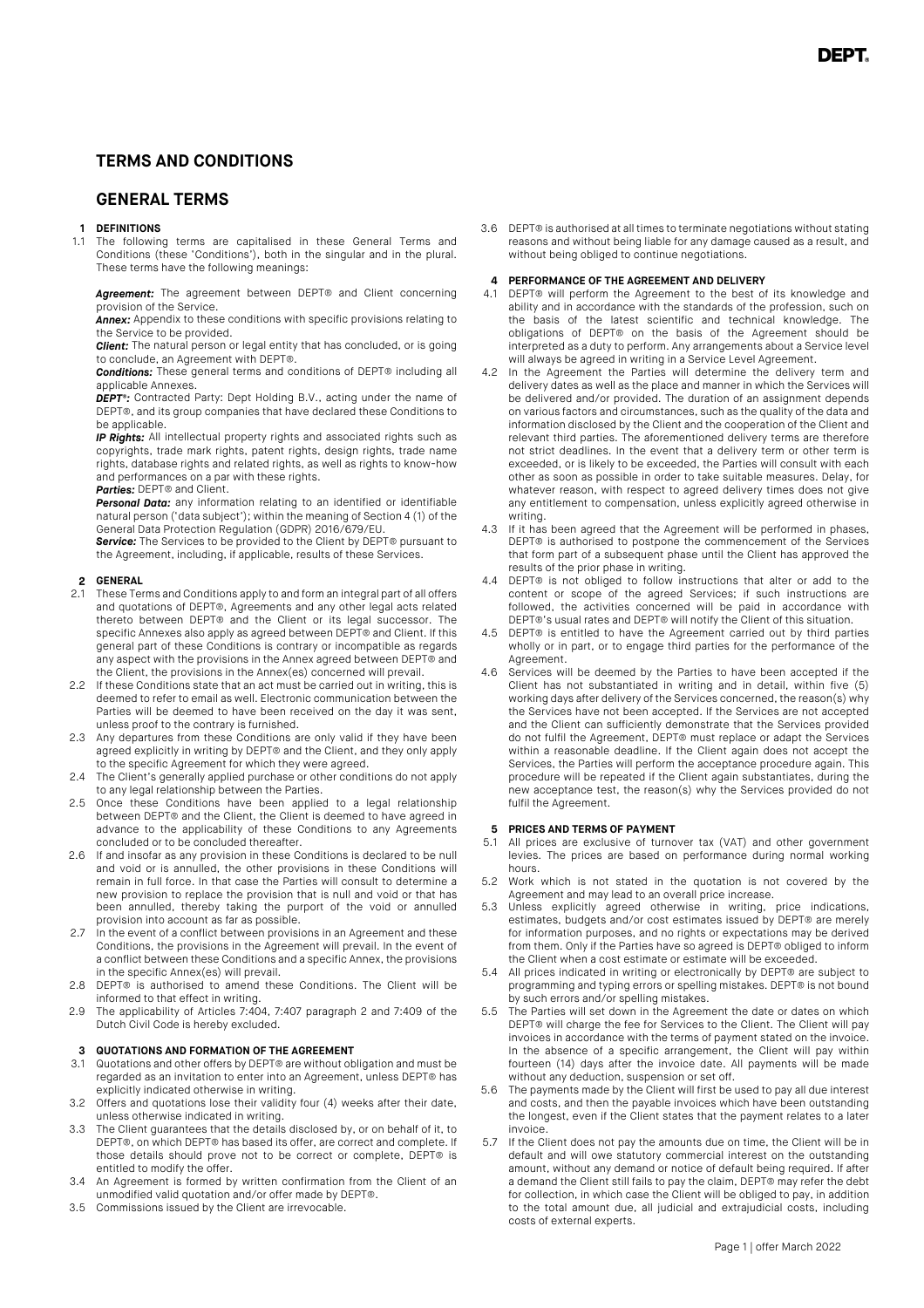# TERMS AND CONDITIONS

## GENERAL TERMS

### 1 DEFINITIONS

1.1 The following terms are capitalised in these General Terms and Conditions (these 'Conditions'), both in the singular and in the plural. These terms have the following meanings:

***Agreement:*** The agreement between DEPT® and Client concerning provision of the Service.
***Annex:*** Appendix to these conditions with specific provisions relating to the Service to be provided.
***Client:*** The natural person or legal entity that has concluded, or is going to conclude, an Agreement with DEPT®.
***Conditions:*** These general terms and conditions of DEPT® including all applicable Annexes.
***DEPT®:*** Contracted Party: Dept Holding B.V., acting under the name of DEPT®, and its group companies that have declared these Conditions to be applicable.
***IP Rights:*** All intellectual property rights and associated rights such as copyrights, trade mark rights, patent rights, design rights, trade name rights, database rights and related rights, as well as rights to know-how and performances on a par with these rights.
***Parties:*** DEPT® and Client.
***Personal Data:*** any information relating to an identified or identifiable natural person ('data subject'); within the meaning of Section 4 (1) of the General Data Protection Regulation (GDPR) 2016/679/EU.
***Service:*** The Services to be provided to the Client by DEPT® pursuant to the Agreement, including, if applicable, results of these Services.

### 2 GENERAL

2.1 These Terms and Conditions apply to and form an integral part of all offers and quotations of DEPT®, Agreements and any other legal acts related thereto between DEPT® and the Client or its legal successor. The specific Annexes also apply as agreed between DEPT® and Client. If this general part of these Conditions is contrary or incompatible as regards any aspect with the provisions in the Annex agreed between DEPT® and the Client, the provisions in the Annex(es) concerned will prevail.

2.2 If these Conditions state that an act must be carried out in writing, this is deemed to refer to email as well. Electronic communication between the Parties will be deemed to have been received on the day it was sent, unless proof to the contrary is furnished.

2.3 Any departures from these Conditions are only valid if they have been agreed explicitly in writing by DEPT® and the Client, and they only apply to the specific Agreement for which they were agreed.

2.4 The Client's generally applied purchase or other conditions do not apply to any legal relationship between the Parties.

2.5 Once these Conditions have been applied to a legal relationship between DEPT® and the Client, the Client is deemed to have agreed in advance to the applicability of these Conditions to any Agreements concluded or to be concluded thereafter.

2.6 If and insofar as any provision in these Conditions is declared to be null and void or is annulled, the other provisions in these Conditions will remain in full force. In that case the Parties will consult to determine a new provision to replace the provision that is null and void or that has been annulled, thereby taking the purport of the void or annulled provision into account as far as possible.

2.7 In the event of a conflict between provisions in an Agreement and these Conditions, the provisions in the Agreement will prevail. In the event of a conflict between these Conditions and a specific Annex, the provisions in the specific Annex(es) will prevail.

2.8 DEPT® is authorised to amend these Conditions. The Client will be informed to that effect in writing.

2.9 The applicability of Articles 7:404, 7:407 paragraph 2 and 7:409 of the Dutch Civil Code is hereby excluded.

### 3 QUOTATIONS AND FORMATION OF THE AGREEMENT

3.1 Quotations and other offers by DEPT® are without obligation and must be regarded as an invitation to enter into an Agreement, unless DEPT® has explicitly indicated otherwise in writing.

3.2 Offers and quotations lose their validity four (4) weeks after their date, unless otherwise indicated in writing.

3.3 The Client guarantees that the details disclosed by, or on behalf of it, to DEPT®, on which DEPT® has based its offer, are correct and complete. If those details should prove not to be correct or complete, DEPT® is entitled to modify the offer.

3.4 An Agreement is formed by written confirmation from the Client of an unmodified valid quotation and/or offer made by DEPT®.

3.5 Commissions issued by the Client are irrevocable.

3.6 DEPT® is authorised at all times to terminate negotiations without stating reasons and without being liable for any damage caused as a result, and without being obliged to continue negotiations.

### 4 PERFORMANCE OF THE AGREEMENT AND DELIVERY

4.1 DEPT® will perform the Agreement to the best of its knowledge and ability and in accordance with the standards of the profession, such on the basis of the latest scientific and technical knowledge. The obligations of DEPT® on the basis of the Agreement should be interpreted as a duty to perform. Any arrangements about a Service level will always be agreed in writing in a Service Level Agreement.

4.2 In the Agreement the Parties will determine the delivery term and delivery dates as well as the place and manner in which the Services will be delivered and/or provided. The duration of an assignment depends on various factors and circumstances, such as the quality of the data and information disclosed by the Client and the cooperation of the Client and relevant third parties. The aforementioned delivery terms are therefore not strict deadlines. In the event that a delivery term or other term is exceeded, or is likely to be exceeded, the Parties will consult with each other as soon as possible in order to take suitable measures. Delay, for whatever reason, with respect to agreed delivery times does not give any entitlement to compensation, unless explicitly agreed otherwise in writing.

4.3 If it has been agreed that the Agreement will be performed in phases, DEPT® is authorised to postpone the commencement of the Services that form part of a subsequent phase until the Client has approved the results of the prior phase in writing.

4.4 DEPT® is not obliged to follow instructions that alter or add to the content or scope of the agreed Services; if such instructions are followed, the activities concerned will be paid in accordance with DEPT®'s usual rates and DEPT® will notify the Client of this situation.

4.5 DEPT® is entitled to have the Agreement carried out by third parties wholly or in part, or to engage third parties for the performance of the Agreement.

4.6 Services will be deemed by the Parties to have been accepted if the Client has not substantiated in writing and in detail, within five (5) working days after delivery of the Services concerned, the reason(s) why the Services have not been accepted. If the Services are not accepted and the Client can sufficiently demonstrate that the Services provided do not fulfil the Agreement, DEPT® must replace or adapt the Services within a reasonable deadline. If the Client again does not accept the Services, the Parties will perform the acceptance procedure again. This procedure will be repeated if the Client again substantiates, during the new acceptance test, the reason(s) why the Services provided do not fulfil the Agreement.

### 5 PRICES AND TERMS OF PAYMENT

5.1 All prices are exclusive of turnover tax (VAT) and other government levies. The prices are based on performance during normal working hours.

5.2 Work which is not stated in the quotation is not covered by the Agreement and may lead to an overall price increase.

5.3 Unless explicitly agreed otherwise in writing, price indications, estimates, budgets and/or cost estimates issued by DEPT® are merely for information purposes, and no rights or expectations may be derived from them. Only if the Parties have so agreed is DEPT® obliged to inform the Client when a cost estimate or estimate will be exceeded.

5.4 All prices indicated in writing or electronically by DEPT® are subject to programming and typing errors or spelling mistakes. DEPT® is not bound by such errors and/or spelling mistakes.

5.5 The Parties will set down in the Agreement the date or dates on which DEPT® will charge the fee for Services to the Client. The Client will pay invoices in accordance with the terms of payment stated on the invoice. In the absence of a specific arrangement, the Client will pay within fourteen (14) days after the invoice date. All payments will be made without any deduction, suspension or set off.

5.6 The payments made by the Client will first be used to pay all due interest and costs, and then the payable invoices which have been outstanding the longest, even if the Client states that the payment relates to a later invoice.

5.7 If the Client does not pay the amounts due on time, the Client will be in default and will owe statutory commercial interest on the outstanding amount, without any demand or notice of default being required. If after a demand the Client still fails to pay the claim, DEPT® may refer the debt for collection, in which case the Client will be obliged to pay, in addition to the total amount due, all judicial and extrajudicial costs, including costs of external experts.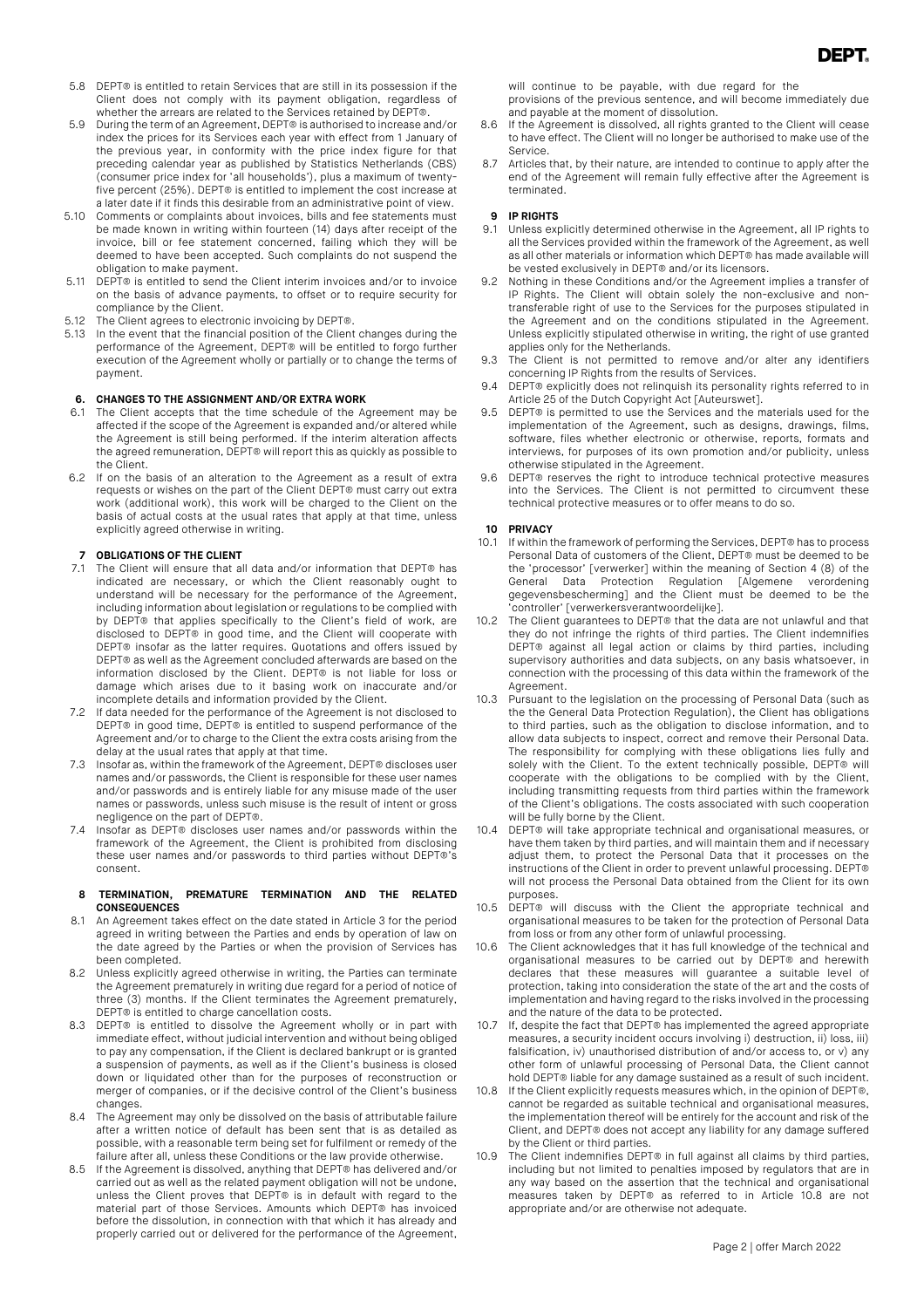5.8 DEPT® is entitled to retain Services that are still in its possession if the Client does not comply with its payment obligation, regardless of whether the arrears are related to the Services retained by DEPT®.

5.9 During the term of an Agreement, DEPT® is authorised to increase and/or index the prices for its Services each year with effect from 1 January of the previous year, in conformity with the price index figure for that preceding calendar year as published by Statistics Netherlands (CBS) (consumer price index for 'all households'), plus a maximum of twenty-five percent (25%). DEPT® is entitled to implement the cost increase at a later date if it finds this desirable from an administrative point of view.

5.10 Comments or complaints about invoices, bills and fee statements must be made known in writing within fourteen (14) days after receipt of the invoice, bill or fee statement concerned, failing which they will be deemed to have been accepted. Such complaints do not suspend the obligation to make payment.

5.11 DEPT® is entitled to send the Client interim invoices and/or to invoice on the basis of advance payments, to offset or to require security for compliance by the Client.

5.12 The Client agrees to electronic invoicing by DEPT®.

5.13 In the event that the financial position of the Client changes during the performance of the Agreement, DEPT® will be entitled to forgo further execution of the Agreement wholly or partially or to change the terms of payment.

## 6. CHANGES TO THE ASSIGNMENT AND/OR EXTRA WORK

6.1 The Client accepts that the time schedule of the Agreement may be affected if the scope of the Agreement is expanded and/or altered while the Agreement is still being performed. If the interim alteration affects the agreed remuneration, DEPT® will report this as quickly as possible to the Client.

6.2 If on the basis of an alteration to the Agreement as a result of extra requests or wishes on the part of the Client DEPT® must carry out extra work (additional work), this work will be charged to the Client on the basis of actual costs at the usual rates that apply at that time, unless explicitly agreed otherwise in writing.

## 7 OBLIGATIONS OF THE CLIENT

7.1 The Client will ensure that all data and/or information that DEPT® has indicated are necessary, or which the Client reasonably ought to understand will be necessary for the performance of the Agreement, including information about legislation or regulations to be complied with by DEPT® that applies specifically to the Client's field of work, are disclosed to DEPT® in good time, and the Client will cooperate with DEPT® insofar as the latter requires. Quotations and offers issued by DEPT® as well as the Agreement concluded afterwards are based on the information disclosed by the Client. DEPT® is not liable for loss or damage which arises due to it basing work on inaccurate and/or incomplete details and information provided by the Client.

7.2 If data needed for the performance of the Agreement is not disclosed to DEPT® in good time, DEPT® is entitled to suspend performance of the Agreement and/or to charge to the Client the extra costs arising from the delay at the usual rates that apply at that time.

7.3 Insofar as, within the framework of the Agreement, DEPT® discloses user names and/or passwords, the Client is responsible for these user names and/or passwords and is entirely liable for any misuse made of the user names or passwords, unless such misuse is the result of intent or gross negligence on the part of DEPT®.

7.4 Insofar as DEPT® discloses user names and/or passwords within the framework of the Agreement, the Client is prohibited from disclosing these user names and/or passwords to third parties without DEPT®'s consent.

## 8 TERMINATION, PREMATURE TERMINATION AND THE RELATED CONSEQUENCES

8.1 An Agreement takes effect on the date stated in Article 3 for the period agreed in writing between the Parties and ends by operation of law on the date agreed by the Parties or when the provision of Services has been completed.

8.2 Unless explicitly agreed otherwise in writing, the Parties can terminate the Agreement prematurely in writing due regard for a period of notice of three (3) months. If the Client terminates the Agreement prematurely, DEPT® is entitled to charge cancellation costs.

8.3 DEPT® is entitled to dissolve the Agreement wholly or in part with immediate effect, without judicial intervention and without being obliged to pay any compensation, if the Client is declared bankrupt or is granted a suspension of payments, as well as if the Client's business is closed down or liquidated other than for the purposes of reconstruction or merger of companies, or if the decisive control of the Client's business changes.

8.4 The Agreement may only be dissolved on the basis of attributable failure after a written notice of default has been sent that is as detailed as possible, with a reasonable term being set for fulfilment or remedy of the failure after all, unless these Conditions or the law provide otherwise.

8.5 If the Agreement is dissolved, anything that DEPT® has delivered and/or carried out as well as the related payment obligation will not be undone, unless the Client proves that DEPT® is in default with regard to the material part of those Services. Amounts which DEPT® has invoiced before the dissolution, in connection with that which it has already and properly carried out or delivered for the performance of the Agreement, will continue to be payable, with due regard for the provisions of the previous sentence, and will become immediately due and payable at the moment of dissolution.

8.6 If the Agreement is dissolved, all rights granted to the Client will cease to have effect. The Client will no longer be authorised to make use of the Service.

8.7 Articles that, by their nature, are intended to continue to apply after the end of the Agreement will remain fully effective after the Agreement is terminated.

## 9 IP RIGHTS

9.1 Unless explicitly determined otherwise in the Agreement, all IP rights to all the Services provided within the framework of the Agreement, as well as all other materials or information which DEPT® has made available will be vested exclusively in DEPT® and/or its licensors.

9.2 Nothing in these Conditions and/or the Agreement implies a transfer of IP Rights. The Client will obtain solely the non-exclusive and non-transferable right of use to the Services for the purposes stipulated in the Agreement and on the conditions stipulated in the Agreement. Unless explicitly stipulated otherwise in writing, the right of use granted applies only for the Netherlands.

9.3 The Client is not permitted to remove and/or alter any identifiers concerning IP Rights from the results of Services.

9.4 DEPT® explicitly does not relinquish its personality rights referred to in Article 25 of the Dutch Copyright Act [Auteurswet].

9.5 DEPT® is permitted to use the Services and the materials used for the implementation of the Agreement, such as designs, drawings, films, software, files whether electronic or otherwise, reports, formats and interviews, for purposes of its own promotion and/or publicity, unless otherwise stipulated in the Agreement.

9.6 DEPT® reserves the right to introduce technical protective measures into the Services. The Client is not permitted to circumvent these technical protective measures or to offer means to do so.

## 10 PRIVACY

10.1 If within the framework of performing the Services, DEPT® has to process Personal Data of customers of the Client, DEPT® must be deemed to be the 'processor' [verwerker] within the meaning of Section 4 (8) of the General Data Protection Regulation [Algemene verordening gegevensbescherming] and the Client must be deemed to be the 'controller' [verwerkersverantwoordelijke].

10.2 The Client guarantees to DEPT® that the data are not unlawful and that they do not infringe the rights of third parties. The Client indemnifies DEPT® against all legal action or claims by third parties, including supervisory authorities and data subjects, on any basis whatsoever, in connection with the processing of this data within the framework of the Agreement.

10.3 Pursuant to the legislation on the processing of Personal Data (such as the the General Data Protection Regulation), the Client has obligations to third parties, such as the obligation to disclose information, and to allow data subjects to inspect, correct and remove their Personal Data. The responsibility for complying with these obligations lies fully and solely with the Client. To the extent technically possible, DEPT® will cooperate with the obligations to be complied with by the Client, including transmitting requests from third parties within the framework of the Client's obligations. The costs associated with such cooperation will be fully borne by the Client.

10.4 DEPT® will take appropriate technical and organisational measures, or have them taken by third parties, and will maintain them and if necessary adjust them, to protect the Personal Data that it processes on the instructions of the Client in order to prevent unlawful processing. DEPT® will not process the Personal Data obtained from the Client for its own purposes.

10.5 DEPT® will discuss with the Client the appropriate technical and organisational measures to be taken for the protection of Personal Data from loss or from any other form of unlawful processing.

10.6 The Client acknowledges that it has full knowledge of the technical and organisational measures to be carried out by DEPT® and herewith declares that these measures will guarantee a suitable level of protection, taking into consideration the state of the art and the costs of implementation and having regard to the risks involved in the processing and the nature of the data to be protected.

10.7 If, despite the fact that DEPT® has implemented the agreed appropriate measures, a security incident occurs involving i) destruction, ii) loss, iii) falsification, iv) unauthorised distribution of and/or access to, or v) any other form of unlawful processing of Personal Data, the Client cannot hold DEPT® liable for any damage sustained as a result of such incident.

10.8 If the Client explicitly requests measures which, in the opinion of DEPT®, cannot be regarded as suitable technical and organisational measures, the implementation thereof will be entirely for the account and risk of the Client, and DEPT® does not accept any liability for any damage suffered by the Client or third parties.

10.9 The Client indemnifies DEPT® in full against all claims by third parties, including but not limited to penalties imposed by regulators that are in any way based on the assertion that the technical and organisational measures taken by DEPT® as referred to in Article 10.8 are not appropriate and/or are otherwise not adequate.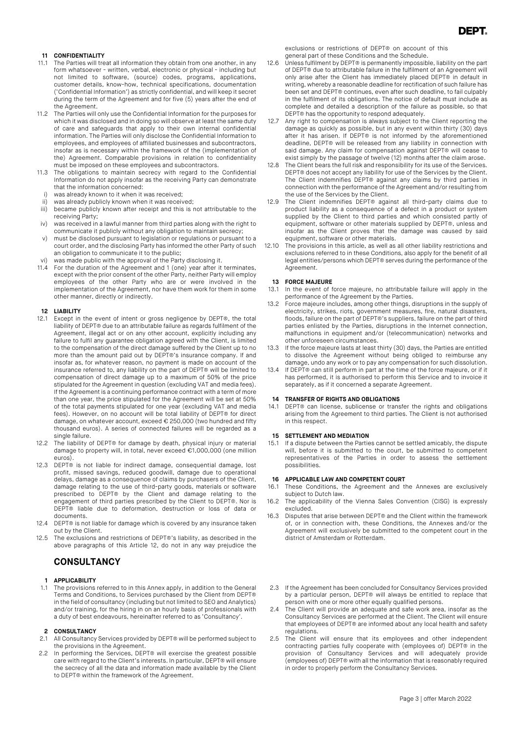## 11 CONFIDENTIALITY

11.1 The Parties will treat all information they obtain from one another, in any form whatsoever - written, verbal, electronic or physical - including but not limited to software, (source) codes, programs, applications, customer details, know-how, technical specifications, documentation ('Confidential Information') as strictly confidential, and will keep it secret during the term of the Agreement and for five (5) years after the end of the Agreement.

11.2 The Parties will only use the Confidential Information for the purposes for which it was disclosed and in doing so will observe at least the same duty of care and safeguards that apply to their own internal confidential information. The Parties will only disclose the Confidential Information to employees, and employees of affiliated businesses and subcontractors, insofar as is necessary within the framework of the (implementation of the) Agreement. Comparable provisions in relation to confidentiality must be imposed on these employees and subcontractors.

11.3 The obligations to maintain secrecy with regard to the Confidential Information do not apply insofar as the receiving Party can demonstrate that the information concerned:

i) was already known to it when it was received;
ii) was already publicly known when it was received;
iii) became publicly known after receipt and this is not attributable to the receiving Party;
iv) was received in a lawful manner from third parties along with the right to communicate it publicly without any obligation to maintain secrecy;
v) must be disclosed pursuant to legislation or regulations or pursuant to a court order, and the disclosing Party has informed the other Party of such an obligation to communicate it to the public;
vi) was made public with the approval of the Party disclosing it.

11.4 For the duration of the Agreement and 1 (one) year after it terminates, except with the prior consent of the other Party, neither Party will employ employees of the other Party who are or were involved in the implementation of the Agreement, nor have them work for them in some other manner, directly or indirectly.

## 12 LIABILITY

12.1 Except in the event of intent or gross negligence by DEPT®, the total liability of DEPT® due to an attributable failure as regards fulfilment of the Agreement, illegal act or on any other account, explicitly including any failure to fulfil any guarantee obligation agreed with the Client, is limited to the compensation of the direct damage suffered by the Client up to no more than the amount paid out by DEPT®'s insurance company. If and insofar as, for whatever reason, no payment is made on account of the insurance referred to, any liability on the part of DEPT® will be limited to compensation of direct damage up to a maximum of 50% of the price stipulated for the Agreement in question (excluding VAT and media fees). If the Agreement is a continuing performance contract with a term of more than one year, the price stipulated for the Agreement will be set at 50% of the total payments stipulated for one year (excluding VAT and media fees). However, on no account will be total liability of DEPT® for direct damage, on whatever account, exceed € 250,000 (two hundred and fifty thousand euros). A series of connected failures will be regarded as a single failure.

12.2 The liability of DEPT® for damage by death, physical injury or material damage to property will, in total, never exceed €1,000,000 (one million euros).

12.3 DEPT® is not liable for indirect damage, consequential damage, lost profit, missed savings, reduced goodwill, damage due to operational delays, damage as a consequence of claims by purchasers of the Client, damage relating to the use of third-party goods, materials or software prescribed to DEPT® by the Client and damage relating to the engagement of third parties prescribed by the Client to DEPT®. Nor is DEPT® liable due to deformation, destruction or loss of data or documents.

12.4 DEPT® is not liable for damage which is covered by any insurance taken out by the Client.

12.5 The exclusions and restrictions of DEPT®'s liability, as described in the above paragraphs of this Article 12, do not in any way prejudice the exclusions or restrictions of DEPT® on account of this general part of these Conditions and the Schedule.

12.6 Unless fulfilment by DEPT® is permanently impossible, liability on the part of DEPT® due to attributable failure in the fulfilment of an Agreement will only arise after the Client has immediately placed DEPT® in default in writing, whereby a reasonable deadline for rectification of such failure has been set and DEPT® continues, even after such deadline, to fail culpably in the fulfilment of its obligations. The notice of default must include as complete and detailed a description of the failure as possible, so that DEPT® has the opportunity to respond adequately.

12.7 Any right to compensation is always subject to the Client reporting the damage as quickly as possible, but in any event within thirty (30) days after it has arisen. If DEPT® is not informed by the aforementioned deadline, DEPT® will be released from any liability in connection with said damage. Any claim for compensation against DEPT® will cease to exist simply by the passage of twelve (12) months after the claim arose.

12.8 The Client bears the full risk and responsibility for its use of the Services. DEPT® does not accept any liability for use of the Services by the Client. The Client indemnifies DEPT® against any claims by third parties in connection with the performance of the Agreement and/or resulting from the use of the Services by the Client.

12.9 The Client indemnifies DEPT® against all third-party claims due to product liability as a consequence of a defect in a product or system supplied by the Client to third parties and which consisted partly of equipment, software or other materials supplied by DEPT®, unless and insofar as the Client proves that the damage was caused by said equipment, software or other materials.

12.10 The provisions in this article, as well as all other liability restrictions and exclusions referred to in these Conditions, also apply for the benefit of all legal entities/persons which DEPT® serves during the performance of the Agreement.

## 13 FORCE MAJEURE

13.1 In the event of force majeure, no attributable failure will apply in the performance of the Agreement by the Parties.

13.2 Force majeure includes, among other things, disruptions in the supply of electricity, strikes, riots, government measures, fire, natural disasters, floods, failure on the part of DEPT®'s suppliers, failure on the part of third parties enlisted by the Parties, disruptions in the Internet connection, malfunctions in equipment and/or (telecommunication) networks and other unforeseen circumstances.

13.3 If the force majeure lasts at least thirty (30) days, the Parties are entitled to dissolve the Agreement without being obliged to reimburse any damage, undo any work or to pay any compensation for such dissolution.

13.4 If DEPT® can still perform in part at the time of the force majeure, or if it has performed, it is authorised to perform this Service and to invoice it separately, as if it concerned a separate Agreement.

## 14 TRANSFER OF RIGHTS AND OBLIGATIONS

14.1 DEPT® can license, sublicense or transfer the rights and obligations arising from the Agreement to third parties. The Client is not authorised in this respect.

## 15 SETTLEMENT AND MEDIATION

15.1 If a dispute between the Parties cannot be settled amicably, the dispute will, before it is submitted to the court, be submitted to competent representatives of the Parties in order to assess the settlement possibilities.

## 16 APPLICABLE LAW AND COMPETENT COURT

16.1 These Conditions, the Agreement and the Annexes are exclusively subject to Dutch law.

16.2 The applicability of the Vienna Sales Convention (CISG) is expressly excluded.

16.3 Disputes that arise between DEPT® and the Client within the framework of, or in connection with, these Conditions, the Annexes and/or the Agreement will exclusively be submitted to the competent court in the district of Amsterdam or Rotterdam.

# CONSULTANCY

## 1 APPLICABILITY

1.1 The provisions referred to in this Annex apply, in addition to the General Terms and Conditions, to Services purchased by the Client from DEPT® in the field of consultancy (including but not limited to SEO and Analytics) and/or training, for the hiring in on an hourly basis of professionals with a duty of best endeavours, hereinafter referred to as 'Consultancy'.

## 2 CONSULTANCY

2.1 All Consultancy Services provided by DEPT® will be performed subject to the provisions in the Agreement.

2.2 In performing the Services, DEPT® will exercise the greatest possible care with regard to the Client's interests. In particular, DEPT® will ensure the secrecy of all the data and information made available by the Client to DEPT® within the framework of the Agreement.

2.3 If the Agreement has been concluded for Consultancy Services provided by a particular person, DEPT® will always be entitled to replace that person with one or more other equally qualified persons.

2.4 The Client will provide an adequate and safe work area, insofar as the Consultancy Services are performed at the Client. The Client will ensure that employees of DEPT® are informed about any local health and safety regulations.

2.5 The Client will ensure that its employees and other independent contracting parties fully cooperate with (employees of) DEPT® in the provision of Consultancy Services and will adequately provide (employees of) DEPT® with all the information that is reasonably required in order to properly perform the Consultancy Services.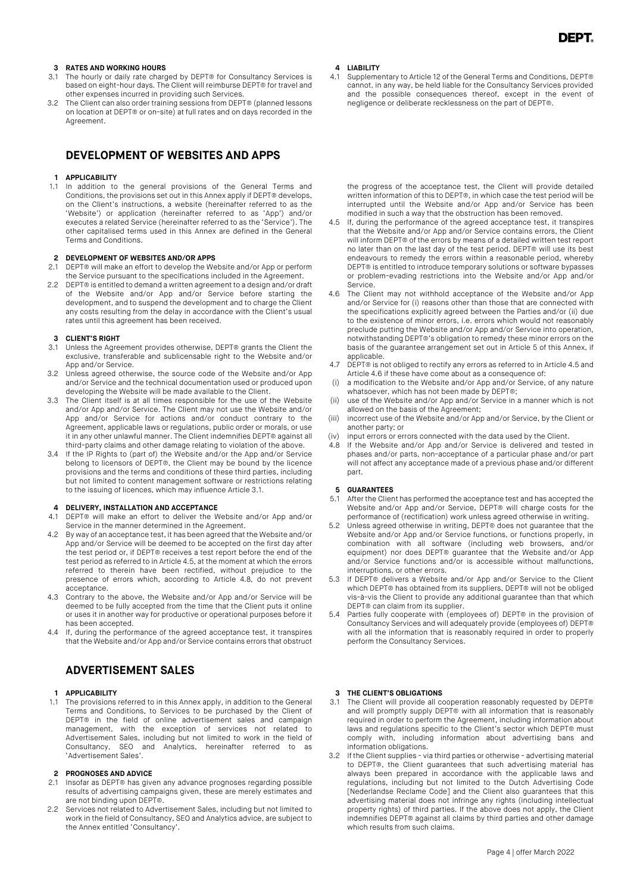**3 RATES AND WORKING HOURS**

3.1 The hourly or daily rate charged by DEPT® for Consultancy Services is based on eight-hour days. The Client will reimburse DEPT® for travel and other expenses incurred in providing such Services.

3.2 The Client can also order training sessions from DEPT® (planned lessons on location at DEPT® or on-site) at full rates and on days recorded in the Agreement.

**4 LIABILITY**

4.1 Supplementary to Article 12 of the General Terms and Conditions, DEPT® cannot, in any way, be held liable for the Consultancy Services provided and the possible consequences thereof, except in the event of negligence or deliberate recklessness on the part of DEPT®.

## DEVELOPMENT OF WEBSITES AND APPS

**1 APPLICABILITY**

1.1 In addition to the general provisions of the General Terms and Conditions, the provisions set out in this Annex apply if DEPT® develops, on the Client's instructions, a website (hereinafter referred to as the 'Website') or application (hereinafter referred to as 'App') and/or executes a related Service (hereinafter referred to as the 'Service'). The other capitalised terms used in this Annex are defined in the General Terms and Conditions.

**2 DEVELOPMENT OF WEBSITES AND/OR APPS**

2.1 DEPT® will make an effort to develop the Website and/or App or perform the Service pursuant to the specifications included in the Agreement.

2.2 DEPT® is entitled to demand a written agreement to a design and/or draft of the Website and/or App and/or Service before starting the development, and to suspend the development and to charge the Client any costs resulting from the delay in accordance with the Client's usual rates until this agreement has been received.

**3 CLIENT'S RIGHT**

3.1 Unless the Agreement provides otherwise, DEPT® grants the Client the exclusive, transferable and sublicensable right to the Website and/or App and/or Service.

3.2 Unless agreed otherwise, the source code of the Website and/or App and/or Service and the technical documentation used or produced upon developing the Website will be made available to the Client.

3.3 The Client itself is at all times responsible for the use of the Website and/or App and/or Service. The Client may not use the Website and/or App and/or Service for actions and/or conduct contrary to the Agreement, applicable laws or regulations, public order or morals, or use it in any other unlawful manner. The Client indemnifies DEPT® against all third-party claims and other damage relating to violation of the above.

3.4 If the IP Rights to (part of) the Website and/or the App and/or Service belong to licensors of DEPT®, the Client may be bound by the licence provisions and the terms and conditions of these third parties, including but not limited to content management software or restrictions relating to the issuing of licences, which may influence Article 3.1.

**4 DELIVERY, INSTALLATION AND ACCEPTANCE**

4.1 DEPT® will make an effort to deliver the Website and/or App and/or Service in the manner determined in the Agreement.

4.2 By way of an acceptance test, it has been agreed that the Website and/or App and/or Service will be deemed to be accepted on the first day after the test period or, if DEPT® receives a test report before the end of the test period as referred to in Article 4.5, at the moment at which the errors referred to therein have been rectified, without prejudice to the presence of errors which, according to Article 4.8, do not prevent acceptance.

4.3 Contrary to the above, the Website and/or App and/or Service will be deemed to be fully accepted from the time that the Client puts it online or uses it in another way for productive or operational purposes before it has been accepted.

4.4 If, during the performance of the agreed acceptance test, it transpires that the Website and/or App and/or Service contains errors that obstruct the progress of the acceptance test, the Client will provide detailed written information of this to DEPT®, in which case the test period will be interrupted until the Website and/or App and/or Service has been modified in such a way that the obstruction has been removed.

4.5 If, during the performance of the agreed acceptance test, it transpires that the Website and/or App and/or Service contains errors, the Client will inform DEPT® of the errors by means of a detailed written test report no later than on the last day of the test period. DEPT® will use its best endeavours to remedy the errors within a reasonable period, whereby DEPT® is entitled to introduce temporary solutions or software bypasses or problem-evading restrictions into the Website and/or App and/or Service.

4.6 The Client may not withhold acceptance of the Website and/or App and/or Service for (i) reasons other than those that are connected with the specifications explicitly agreed between the Parties and/or (ii) due to the existence of minor errors, i.e. errors which would not reasonably preclude putting the Website and/or App and/or Service into operation, notwithstanding DEPT®'s obligation to remedy these minor errors on the basis of the guarantee arrangement set out in Article 5 of this Annex, if applicable.

4.7 DEPT® is not obliged to rectify any errors as referred to in Article 4.5 and Article 4.6 if these have come about as a consequence of:

(i) a modification to the Website and/or App and/or Service, of any nature whatsoever, which has not been made by DEPT®;

(ii) use of the Website and/or App and/or Service in a manner which is not allowed on the basis of the Agreement;

(iii) incorrect use of the Website and/or App and/or Service, by the Client or another party; or

(iv) input errors or errors connected with the data used by the Client.

4.8 If the Website and/or App and/or Service is delivered and tested in phases and/or parts, non-acceptance of a particular phase and/or part will not affect any acceptance made of a previous phase and/or different part.

**5 GUARANTEES**

5.1 After the Client has performed the acceptance test and has accepted the Website and/or App and/or Service, DEPT® will charge costs for the performance of (rectification) work unless agreed otherwise in writing.

5.2 Unless agreed otherwise in writing, DEPT® does not guarantee that the Website and/or App and/or Service functions, or functions properly, in combination with all software (including web browsers, and/or equipment) nor does DEPT® guarantee that the Website and/or App and/or Service functions and/or is accessible without malfunctions, interruptions, or other errors.

5.3 If DEPT® delivers a Website and/or App and/or Service to the Client which DEPT® has obtained from its suppliers, DEPT® will not be obliged vis-à-vis the Client to provide any additional guarantee than that which DEPT® can claim from its supplier.

5.4 Parties fully cooperate with (employees of) DEPT® in the provision of Consultancy Services and will adequately provide (employees of) DEPT® with all the information that is reasonably required in order to properly perform the Consultancy Services.

## ADVERTISEMENT SALES

**1 APPLICABILITY**

1.1 The provisions referred to in this Annex apply, in addition to the General Terms and Conditions, to Services to be purchased by the Client of DEPT® in the field of online advertisement sales and campaign management, with the exception of services not related to Advertisement Sales, including but not limited to work in the field of Consultancy, SEO and Analytics, hereinafter referred to as 'Advertisement Sales'.

**2 PROGNOSES AND ADVICE**

2.1 Insofar as DEPT® has given any advance prognoses regarding possible results of advertising campaigns given, these are merely estimates and are not binding upon DEPT®.

2.2 Services not related to Advertisement Sales, including but not limited to work in the field of Consultancy, SEO and Analytics advice, are subject to the Annex entitled 'Consultancy'.

**3 THE CLIENT'S OBLIGATIONS**

3.1 The Client will provide all cooperation reasonably requested by DEPT® and will promptly supply DEPT® with all information that is reasonably required in order to perform the Agreement, including information about laws and regulations specific to the Client's sector which DEPT® must comply with, including information about advertising bans and information obligations.

3.2 If the Client supplies - via third parties or otherwise - advertising material to DEPT®, the Client guarantees that such advertising material has always been prepared in accordance with the applicable laws and regulations, including but not limited to the Dutch Advertising Code [Nederlandse Reclame Code] and the Client also guarantees that this advertising material does not infringe any rights (including intellectual property rights) of third parties. If the above does not apply, the Client indemnifies DEPT® against all claims by third parties and other damage which results from such claims.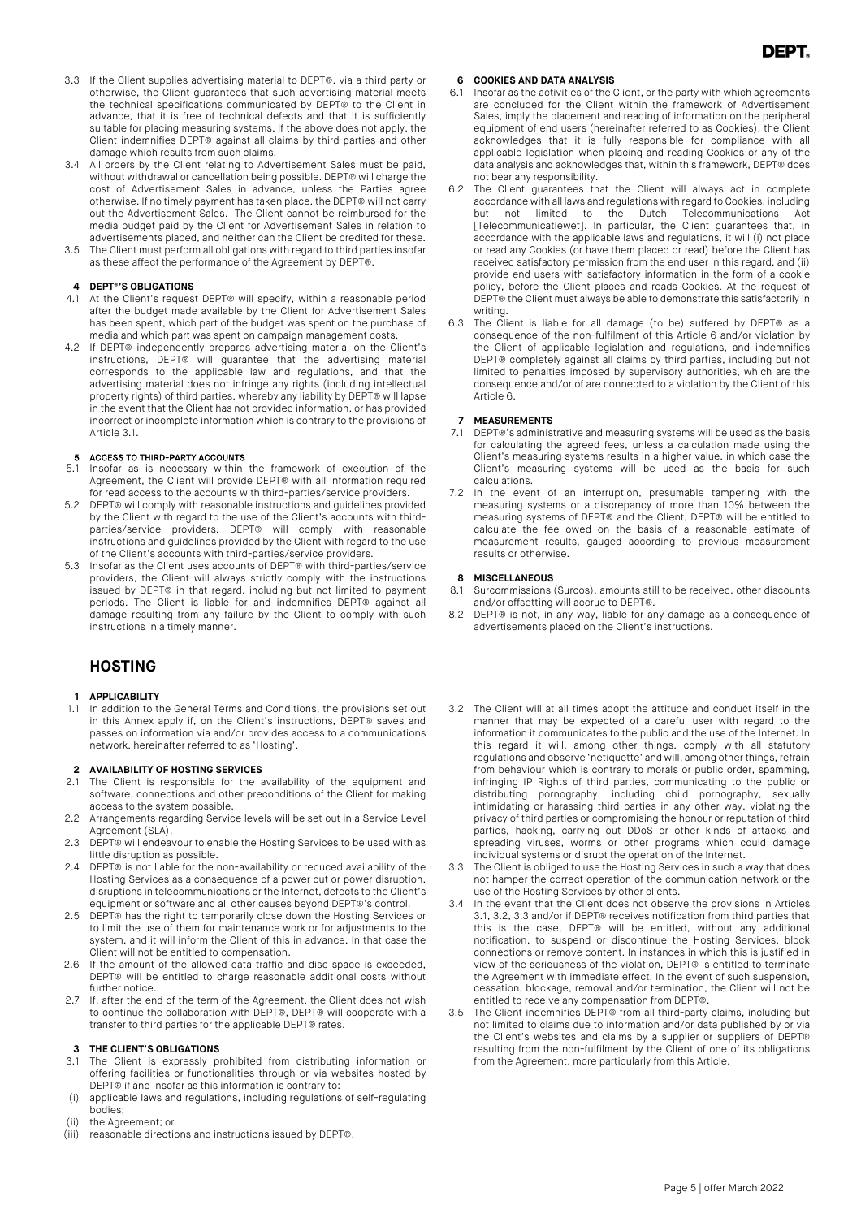3.3 If the Client supplies advertising material to DEPT®, via a third party or otherwise, the Client guarantees that such advertising material meets the technical specifications communicated by DEPT® to the Client in advance, that it is free of technical defects and that it is sufficiently suitable for placing measuring systems. If the above does not apply, the Client indemnifies DEPT® against all claims by third parties and other damage which results from such claims.

3.4 All orders by the Client relating to Advertisement Sales must be paid, without withdrawal or cancellation being possible. DEPT® will charge the cost of Advertisement Sales in advance, unless the Parties agree otherwise. If no timely payment has taken place, the DEPT® will not carry out the Advertisement Sales. The Client cannot be reimbursed for the media budget paid by the Client for Advertisement Sales in relation to advertisements placed, and neither can the Client be credited for these.

3.5 The Client must perform all obligations with regard to third parties insofar as these affect the performance of the Agreement by DEPT®.

#### 4 DEPT®'S OBLIGATIONS

4.1 At the Client's request DEPT® will specify, within a reasonable period after the budget made available by the Client for Advertisement Sales has been spent, which part of the budget was spent on the purchase of media and which part was spent on campaign management costs.

4.2 If DEPT® independently prepares advertising material on the Client's instructions, DEPT® will guarantee that the advertising material corresponds to the applicable law and regulations, and that the advertising material does not infringe any rights (including intellectual property rights) of third parties, whereby any liability by DEPT® will lapse in the event that the Client has not provided information, or has provided incorrect or incomplete information which is contrary to the provisions of Article 3.1.

#### 5 ACCESS TO THIRD-PARTY ACCOUNTS

5.1 Insofar as is necessary within the framework of execution of the Agreement, the Client will provide DEPT® with all information required for read access to the accounts with third-parties/service providers.

5.2 DEPT® will comply with reasonable instructions and guidelines provided by the Client with regard to the use of the Client's accounts with third-parties/service providers. DEPT® will comply with reasonable instructions and guidelines provided by the Client with regard to the use of the Client's accounts with third-parties/service providers.

5.3 Insofar as the Client uses accounts of DEPT® with third-parties/service providers, the Client will always strictly comply with the instructions issued by DEPT® in that regard, including but not limited to payment periods. The Client is liable for and indemnifies DEPT® against all damage resulting from any failure by the Client to comply with such instructions in a timely manner.

#### 6 COOKIES AND DATA ANALYSIS

6.1 Insofar as the activities of the Client, or the party with which agreements are concluded for the Client within the framework of Advertisement Sales, imply the placement and reading of information on the peripheral equipment of end users (hereinafter referred to as Cookies), the Client acknowledges that it is fully responsible for compliance with all applicable legislation when placing and reading Cookies or any of the data analysis and acknowledges that, within this framework, DEPT® does not bear any responsibility.

6.2 The Client guarantees that the Client will always act in complete accordance with all laws and regulations with regard to Cookies, including but not limited to the Dutch Telecommunications Act [Telecommunicatiewet]. In particular, the Client guarantees that, in accordance with the applicable laws and regulations, it will (i) not place or read any Cookies (or have them placed or read) before the Client has received satisfactory permission from the end user in this regard, and (ii) provide end users with satisfactory information in the form of a cookie policy, before the Client places and reads Cookies. At the request of DEPT® the Client must always be able to demonstrate this satisfactorily in writing.

6.3 The Client is liable for all damage (to be) suffered by DEPT® as a consequence of the non-fulfilment of this Article 6 and/or violation by the Client of applicable legislation and regulations, and indemnifies DEPT® completely against all claims by third parties, including but not limited to penalties imposed by supervisory authorities, which are the consequence and/or of are connected to a violation by the Client of this Article 6.

#### 7 MEASUREMENTS

7.1 DEPT®'s administrative and measuring systems will be used as the basis for calculating the agreed fees, unless a calculation made using the Client's measuring systems results in a higher value, in which case the Client's measuring systems will be used as the basis for such calculations.

7.2 In the event of an interruption, presumable tampering with the measuring systems or a discrepancy of more than 10% between the measuring systems of DEPT® and the Client, DEPT® will be entitled to calculate the fee owed on the basis of a reasonable estimate of measurement results, gauged according to previous measurement results or otherwise.

#### 8 MISCELLANEOUS

8.1 Surcommissions (Surcos), amounts still to be received, other discounts and/or offsetting will accrue to DEPT®.

8.2 DEPT® is not, in any way, liable for any damage as a consequence of advertisements placed on the Client's instructions.

## HOSTING

#### 1 APPLICABILITY

1.1 In addition to the General Terms and Conditions, the provisions set out in this Annex apply if, on the Client's instructions, DEPT® saves and passes on information via and/or provides access to a communications network, hereinafter referred to as 'Hosting'.

#### 2 AVAILABILITY OF HOSTING SERVICES

2.1 The Client is responsible for the availability of the equipment and software, connections and other preconditions of the Client for making access to the system possible.

2.2 Arrangements regarding Service levels will be set out in a Service Level Agreement (SLA).

2.3 DEPT® will endeavour to enable the Hosting Services to be used with as little disruption as possible.

2.4 DEPT® is not liable for the non-availability or reduced availability of the Hosting Services as a consequence of a power cut or power disruption, disruptions in telecommunications or the Internet, defects to the Client's equipment or software and all other causes beyond DEPT®'s control.

2.5 DEPT® has the right to temporarily close down the Hosting Services or to limit the use of them for maintenance work or for adjustments to the system, and it will inform the Client of this in advance. In that case the Client will not be entitled to compensation.

2.6 If the amount of the allowed data traffic and disc space is exceeded, DEPT® will be entitled to charge reasonable additional costs without further notice.

2.7 If, after the end of the term of the Agreement, the Client does not wish to continue the collaboration with DEPT®, DEPT® will cooperate with a transfer to third parties for the applicable DEPT® rates.

#### 3 THE CLIENT'S OBLIGATIONS

3.1 The Client is expressly prohibited from distributing information or offering facilities or functionalities through or via websites hosted by DEPT® if and insofar as this information is contrary to:

(i) applicable laws and regulations, including regulations of self-regulating bodies;
(ii) the Agreement; or
(iii) reasonable directions and instructions issued by DEPT®.

3.2 The Client will at all times adopt the attitude and conduct itself in the manner that may be expected of a careful user with regard to the information it communicates to the public and the use of the Internet. In this regard it will, among other things, comply with all statutory regulations and observe 'netiquette' and will, among other things, refrain from behaviour which is contrary to morals or public order, spamming, infringing IP Rights of third parties, communicating to the public or distributing pornography, including child pornography, sexually intimidating or harassing third parties in any other way, violating the privacy of third parties or compromising the honour or reputation of third parties, hacking, carrying out DDoS or other kinds of attacks and spreading viruses, worms or other programs which could damage individual systems or disrupt the operation of the Internet.

3.3 The Client is obliged to use the Hosting Services in such a way that does not hamper the correct operation of the communication network or the use of the Hosting Services by other clients.

3.4 In the event that the Client does not observe the provisions in Articles 3.1, 3.2, 3.3 and/or if DEPT® receives notification from third parties that this is the case, DEPT® will be entitled, without any additional notification, to suspend or discontinue the Hosting Services, block connections or remove content. In instances in which this is justified in view of the seriousness of the violation, DEPT® is entitled to terminate the Agreement with immediate effect. In the event of such suspension, cessation, blockage, removal and/or termination, the Client will not be entitled to receive any compensation from DEPT®.

3.5 The Client indemnifies DEPT® from all third-party claims, including but not limited to claims due to information and/or data published by or via the Client's websites and claims by a supplier or suppliers of DEPT® resulting from the non-fulfilment by the Client of one of its obligations from the Agreement, more particularly from this Article.